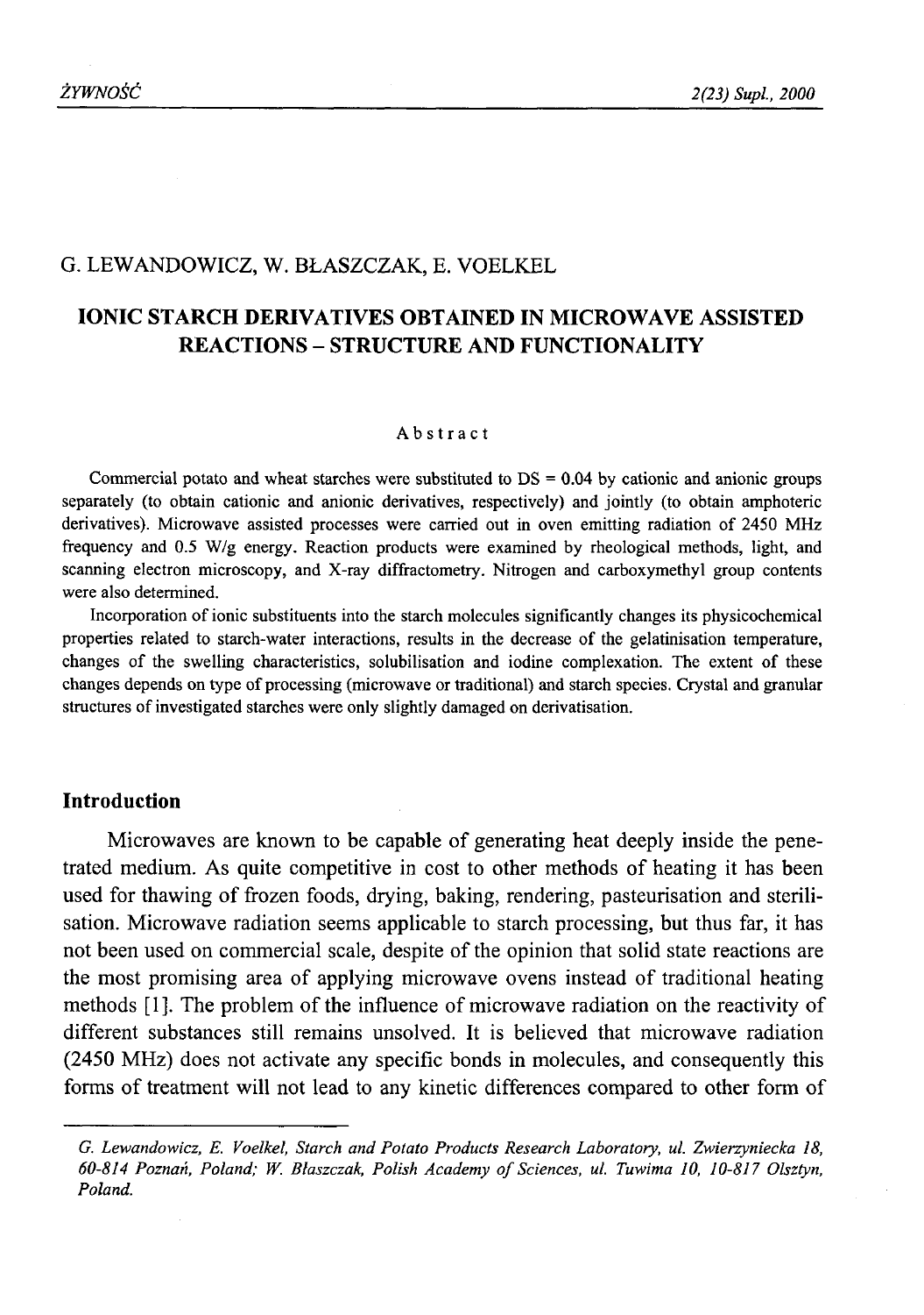G. LEWANDOWICZ, W. BŁASZCZAK, E. VOELKEL

# IONIC STARCH DERIVATIVES OBTAINED IN MICROWAVE ASSISTED REACTIONS – STRUCTURE AND FUNCTIONALITY

## Abstract

Commercial potato and wheat starches were substituted to DS = 0.04 by cationic and anionic groups separately (to obtain cationic and anionic derivatives, respectively) and jointly (to obtain amphoteric derivatives). Microwave assisted processes were carried out in oven emitting radiation of 2450 MHz frequency and 0.5 W/g energy. Reaction products were examined by rheological methods, light, and scanning electron microscopy, and X-ray diffractometry. Nitrogen and carboxymethyl group contents were also determined.

Incorporation of ionic substituents into the starch molecules significantly changes its physicochemical properties related to starch-water interactions, results in the decrease of the gelatinisation temperature, changes of the swelling characteristics, solubilisation and iodine complexation. The extent of these changes depends on type of processing (microwave or traditional) and starch species. Crystal and granular structures of investigated starches were only slightly damaged on derivatisation.

## Introduction

Microwaves are known to be capable of generating heat deeply inside the penetrated medium. As quite competitive in cost to other methods of heating it has been used for thawing of frozen foods, drying, baking, rendering, pasteurisation and sterilisation. Microwave radiation seems applicable to starch processing, but thus far, it has not been used on commercial scale, despite of the opinion that solid state reactions are the most promising area of applying microwave ovens instead of traditional heating methods [1]. The problem of the influence of microwave radiation on the reactivity of different substances still remains unsolved. It is believed that microwave radiation (2450 MHz) does not activate any specific bonds in molecules, and consequently this forms of treatment will not lead to any kinetic differences compared to other form of

*G. Lewandowicz, E. Voelkel, Starch and Potato Products Research Laboratory, ul. Zwierzyniecka 18, 60-814 Poznań, Poland; W. Błaszczak, Polish Academy of Sciences, ul. Tuwima 10, 10-817 Olsztyn, Poland.*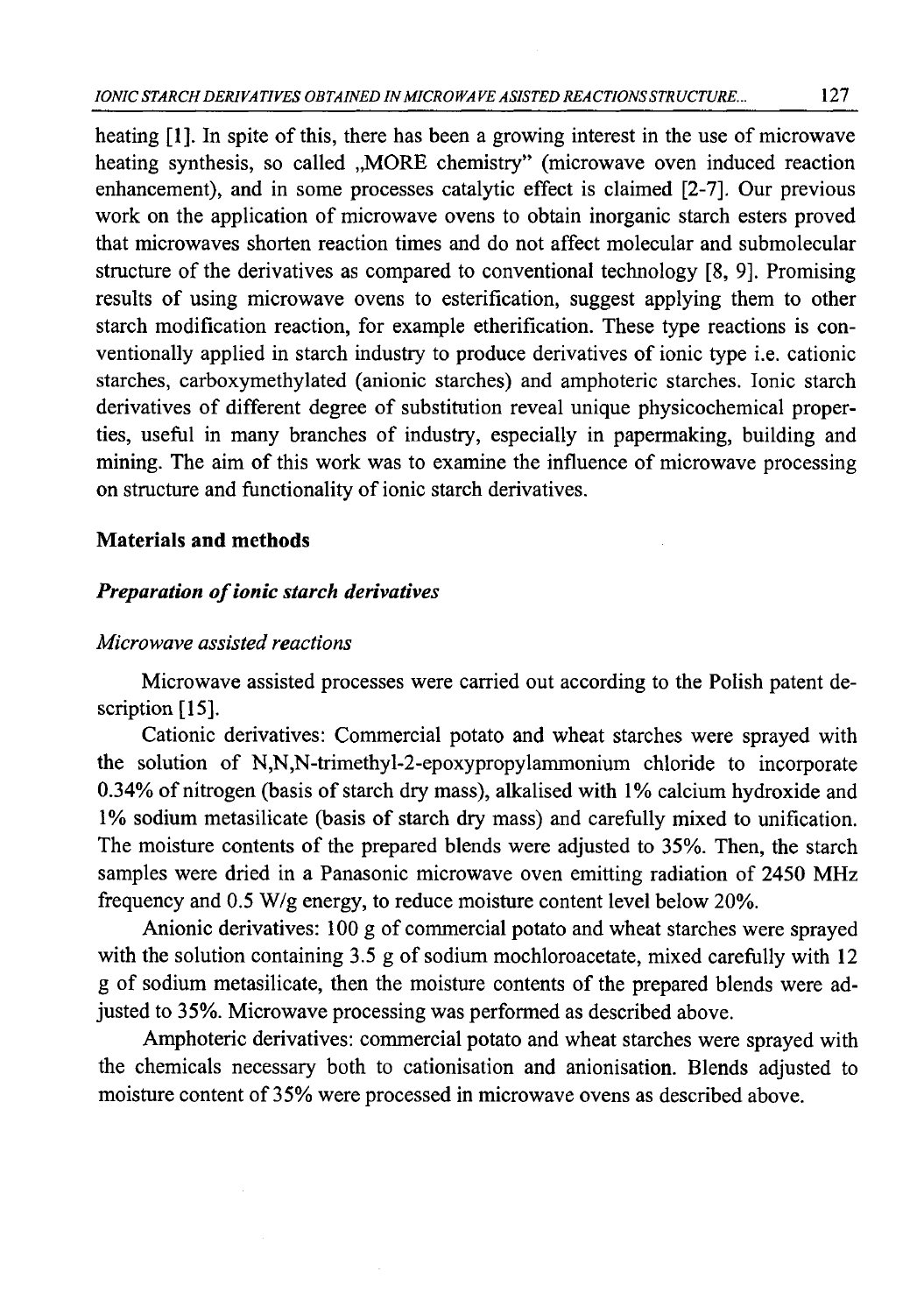heating [1]. In spite of this, there has been a growing interest in the use of microwave heating synthesis, so called „MORE chemistry" (microwave oven induced reaction enhancement), and in some processes catalytic effect is claimed [2-7]. Our previous work on the application of microwave ovens to obtain inorganic starch esters proved that microwaves shorten reaction times and do not affect molecular and submolecular structure of the derivatives as compared to conventional technology [8, 9]. Promising results of using microwave ovens to esterification, suggest applying them to other starch modification reaction, for example etherification. These type reactions is conventionally applied in starch industry to produce derivatives of ionic type i.e. cationic starches, carboxymethylated (anionic starches) and amphoteric starches. Ionic starch derivatives of different degree of substitution reveal unique physicochemical properties, useful in many branches of industry, especially in papermaking, building and mining. The aim of this work was to examine the influence of microwave processing on structure and functionality of ionic starch derivatives.

## Materials and methods

### *Preparation of ionic starch derivatives*

#### *Microwave assisted reactions*

Microwave assisted processes were carried out according to the Polish patent description [15].

Cationic derivatives: Commercial potato and wheat starches were sprayed with the solution of N,N,N-trimethyl-2-epoxypropylammonium chloride to incorporate 0.34% of nitrogen (basis of starch dry mass), alkalised with 1% calcium hydroxide and 1% sodium metasilicate (basis of starch dry mass) and carefully mixed to unification. The moisture contents of the prepared blends were adjusted to 35%. Then, the starch samples were dried in a Panasonic microwave oven emitting radiation of 2450 MHz frequency and 0.5 W/g energy, to reduce moisture content level below 20%.

Anionic derivatives: 100 g of commercial potato and wheat starches were sprayed with the solution containing 3.5 g of sodium mochloroacetate, mixed carefully with 12 g of sodium metasilicate, then the moisture contents of the prepared blends were adjusted to 35%. Microwave processing was performed as described above.

Amphoteric derivatives: commercial potato and wheat starches were sprayed with the chemicals necessary both to cationisation and anionisation. Blends adjusted to moisture content of 35% were processed in microwave ovens as described above.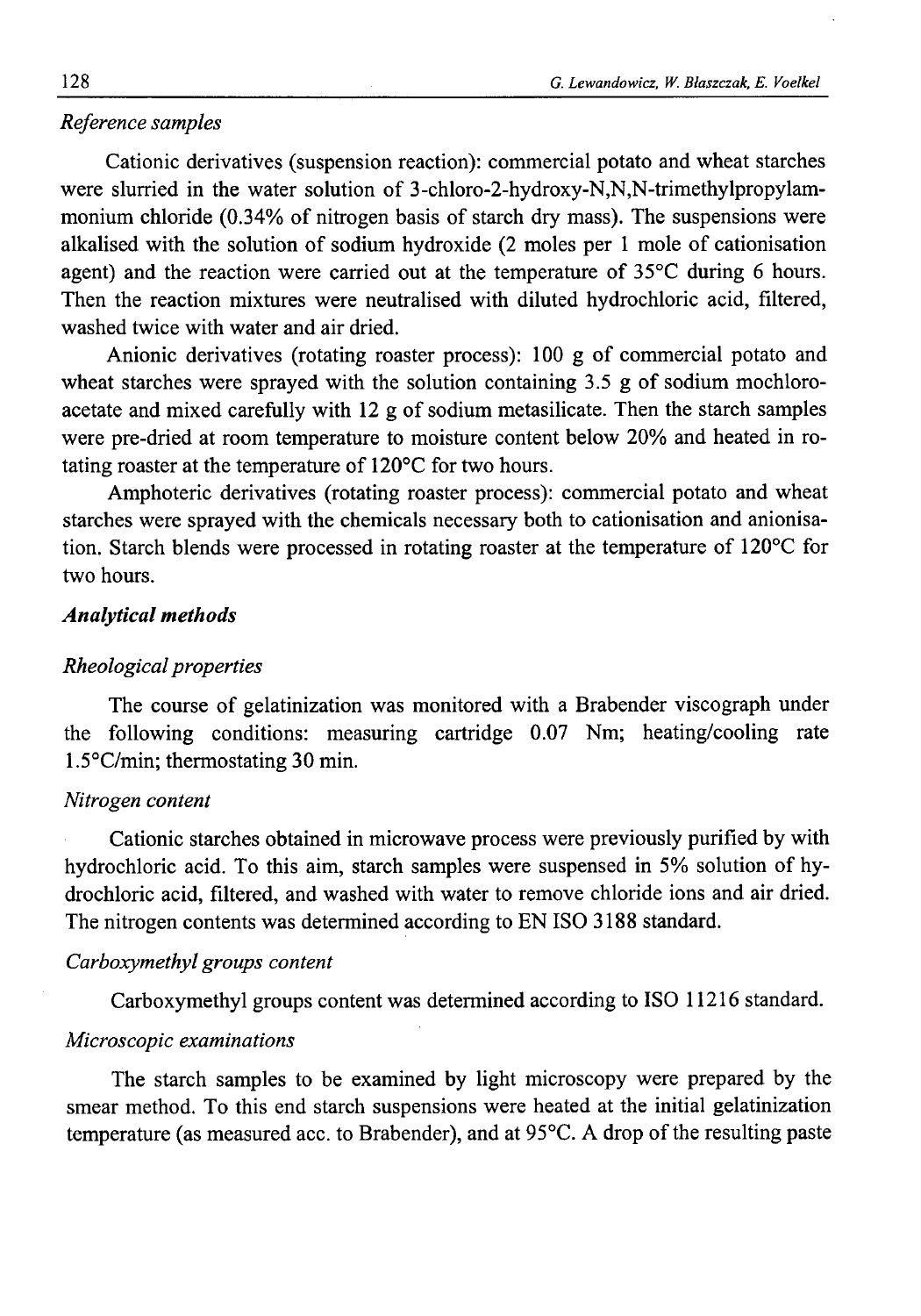*Reference samples*

Cationic derivatives (suspension reaction): commercial potato and wheat starches were slurried in the water solution of 3-chloro-2-hydroxy-N,N,N-trimethylpropylammonium chloride (0.34% of nitrogen basis of starch dry mass). The suspensions were alkalised with the solution of sodium hydroxide (2 moles per 1 mole of cationisation agent) and the reaction were carried out at the temperature of 35°C during 6 hours. Then the reaction mixtures were neutralised with diluted hydrochloric acid, filtered, washed twice with water and air dried.

Anionic derivatives (rotating roaster process): 100 g of commercial potato and wheat starches were sprayed with the solution containing 3.5 g of sodium mochloroacetate and mixed carefully with 12 g of sodium metasilicate. Then the starch samples were pre-dried at room temperature to moisture content below 20% and heated in rotating roaster at the temperature of 120°C for two hours.

Amphoteric derivatives (rotating roaster process): commercial potato and wheat starches were sprayed with the chemicals necessary both to cationisation and anionisation. Starch blends were processed in rotating roaster at the temperature of 120°C for two hours.

### ***Analytical methods***

*Rheological properties*

The course of gelatinization was monitored with a Brabender viscograph under the following conditions: measuring cartridge 0.07 Nm; heating/cooling rate 1.5°C/min; thermostating 30 min.

*Nitrogen content*

Cationic starches obtained in microwave process were previously purified by with hydrochloric acid. To this aim, starch samples were suspensed in 5% solution of hydrochloric acid, filtered, and washed with water to remove chloride ions and air dried. The nitrogen contents was determined according to EN ISO 3188 standard.

*Carboxymethyl groups content*

Carboxymethyl groups content was determined according to ISO 11216 standard.

*Microscopic examinations*

The starch samples to be examined by light microscopy were prepared by the smear method. To this end starch suspensions were heated at the initial gelatinization temperature (as measured acc. to Brabender), and at 95°C. A drop of the resulting paste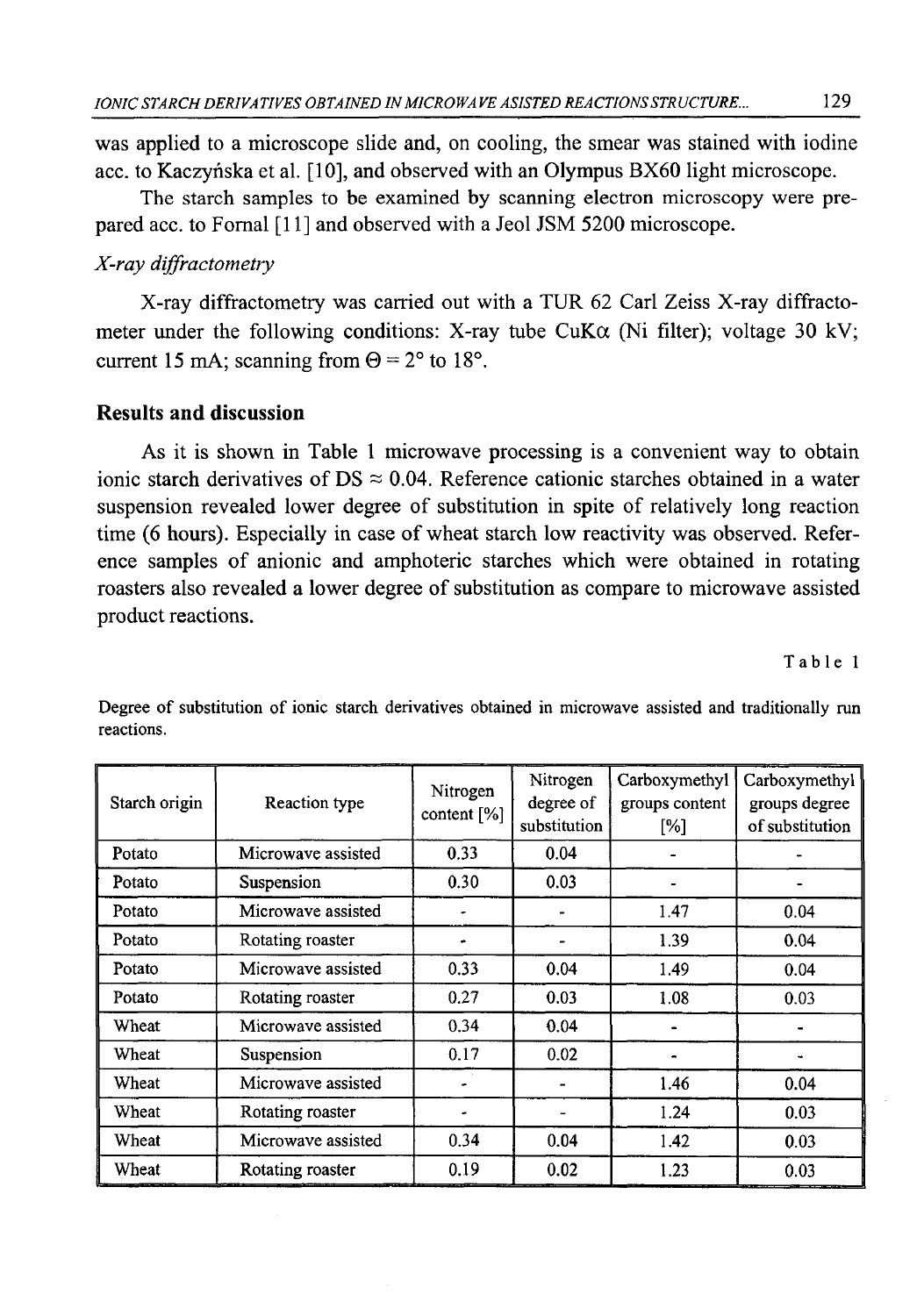was applied to a microscope slide and, on cooling, the smear was stained with iodine acc. to Kaczyńska et al. [10], and observed with an Olympus BX60 light microscope.

The starch samples to be examined by scanning electron microscopy were prepared acc. to Fornal [11] and observed with a Jeol JSM 5200 microscope.

*X-ray diffractometry*

X-ray diffractometry was carried out with a TUR 62 Carl Zeiss X-ray diffractometer under the following conditions: X-ray tube CuK$\alpha$ (Ni filter); voltage 30 kV; current 15 mA; scanning from $\Theta = 2°$ to $18°$.

## Results and discussion

As it is shown in Table 1 microwave processing is a convenient way to obtain ionic starch derivatives of DS $\approx$ 0.04. Reference cationic starches obtained in a water suspension revealed lower degree of substitution in spite of relatively long reaction time (6 hours). Especially in case of wheat starch low reactivity was observed. Reference samples of anionic and amphoteric starches which were obtained in rotating roasters also revealed a lower degree of substitution as compare to microwave assisted product reactions.

Table 1

Degree of substitution of ionic starch derivatives obtained in microwave assisted and traditionally run reactions.

| Starch origin | Reaction type | Nitrogen content [%] | Nitrogen degree of substitution | Carboxymethyl groups content [%] | Carboxymethyl groups degree of substitution |
|---|---|---|---|---|---|
| Potato | Microwave assisted | 0.33 | 0.04 | - | - |
| Potato | Suspension | 0.30 | 0.03 | - | - |
| Potato | Microwave assisted | - | - | 1.47 | 0.04 |
| Potato | Rotating roaster | - | - | 1.39 | 0.04 |
| Potato | Microwave assisted | 0.33 | 0.04 | 1.49 | 0.04 |
| Potato | Rotating roaster | 0.27 | 0.03 | 1.08 | 0.03 |
| Wheat | Microwave assisted | 0.34 | 0.04 | - | - |
| Wheat | Suspension | 0.17 | 0.02 | - | - |
| Wheat | Microwave assisted | - | - | 1.46 | 0.04 |
| Wheat | Rotating roaster | - | - | 1.24 | 0.03 |
| Wheat | Microwave assisted | 0.34 | 0.04 | 1.42 | 0.03 |
| Wheat | Rotating roaster | 0.19 | 0.02 | 1.23 | 0.03 |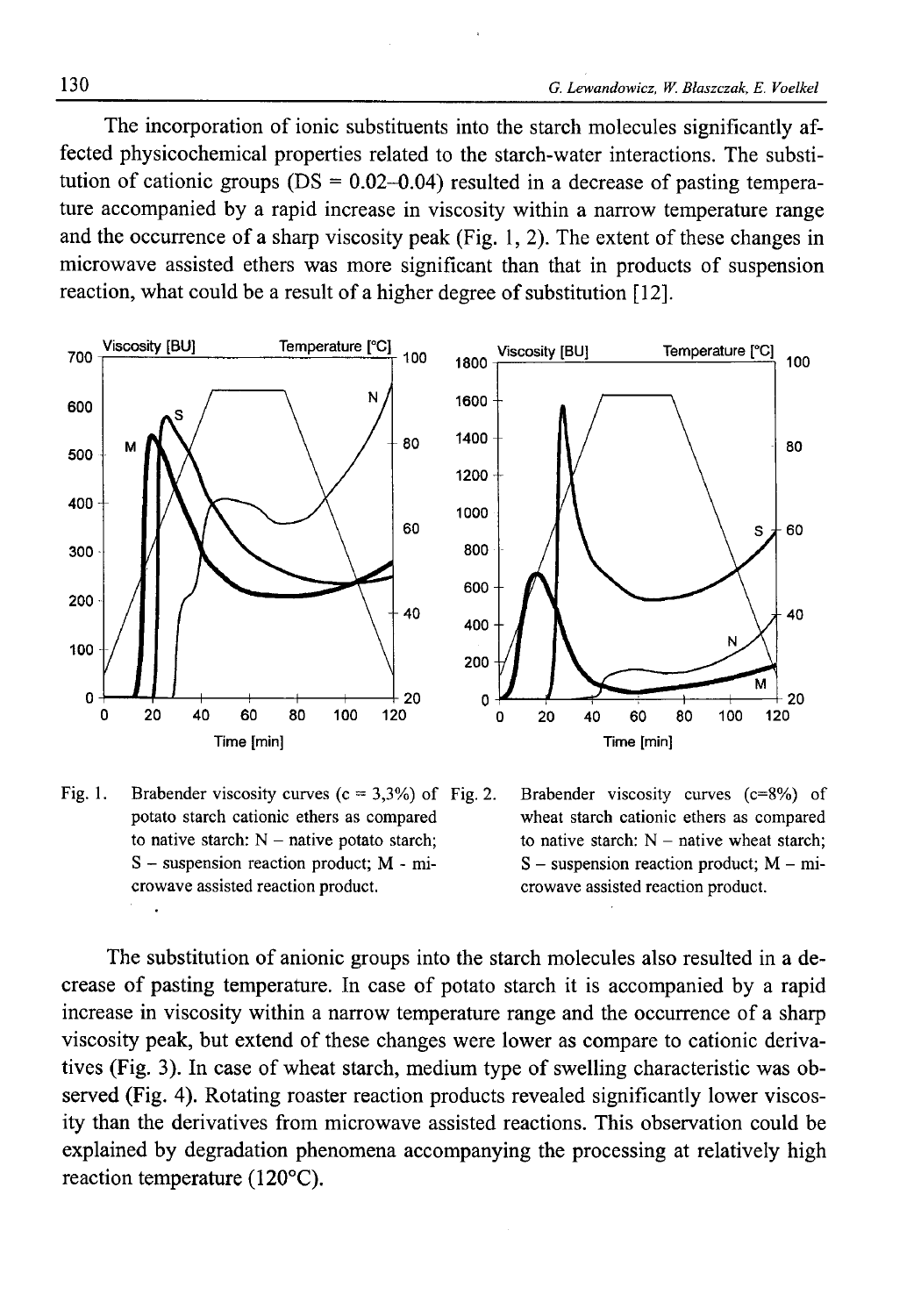The incorporation of ionic substituents into the starch molecules significantly affected physicochemical properties related to the starch-water interactions. The substitution of cationic groups (DS = 0.02–0.04) resulted in a decrease of pasting temperature accompanied by a rapid increase in viscosity within a narrow temperature range and the occurrence of a sharp viscosity peak (Fig. 1, 2). The extent of these changes in microwave assisted ethers was more significant than that in products of suspension reaction, what could be a result of a higher degree of substitution [12].

Fig. 1. Brabender viscosity curves (c = 3,3%) of potato starch cationic ethers as compared to native starch: N – native potato starch; S – suspension reaction product; M - microwave assisted reaction product.

Fig. 2. Brabender viscosity curves (c=8%) of wheat starch cationic ethers as compared to native starch: N – native wheat starch; S – suspension reaction product; M – microwave assisted reaction product.

The substitution of anionic groups into the starch molecules also resulted in a decrease of pasting temperature. In case of potato starch it is accompanied by a rapid increase in viscosity within a narrow temperature range and the occurrence of a sharp viscosity peak, but extend of these changes were lower as compare to cationic derivatives (Fig. 3). In case of wheat starch, medium type of swelling characteristic was observed (Fig. 4). Rotating roaster reaction products revealed significantly lower viscosity than the derivatives from microwave assisted reactions. This observation could be explained by degradation phenomena accompanying the processing at relatively high reaction temperature (120°C).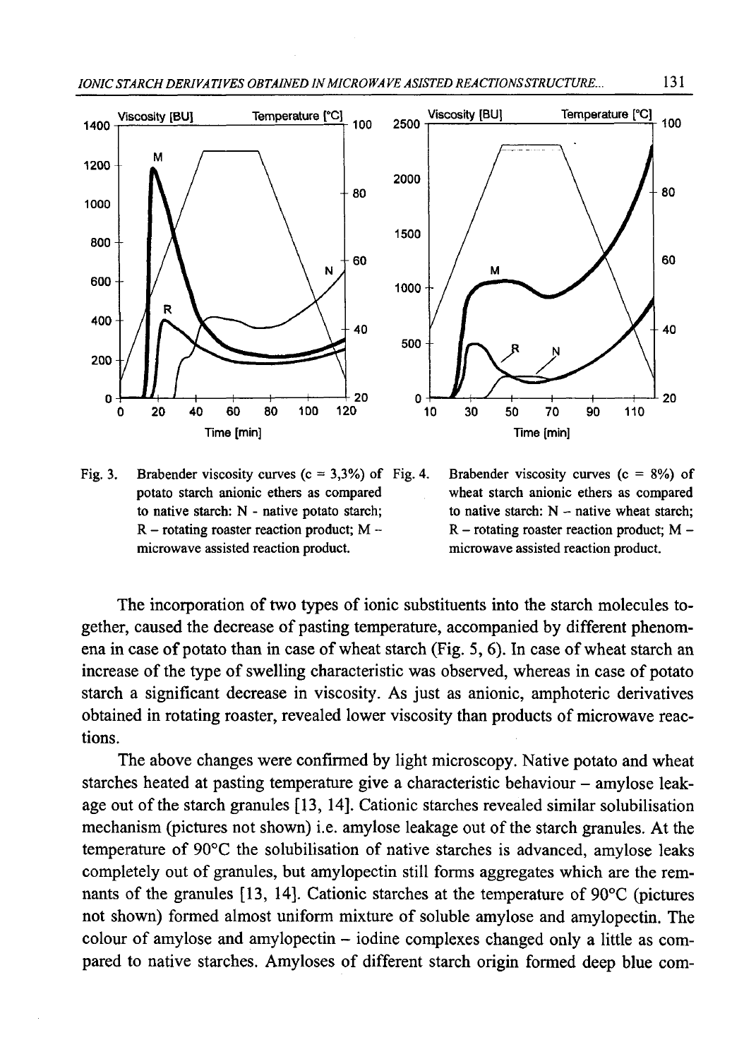Fig. 3. Brabender viscosity curves (c = 3,3%) of potato starch anionic ethers as compared to native starch: N - native potato starch; R – rotating roaster reaction product; M – microwave assisted reaction product.

Fig. 4. Brabender viscosity curves (c = 8%) of wheat starch anionic ethers as compared to native starch: N – native wheat starch; R – rotating roaster reaction product; M – microwave assisted reaction product.

The incorporation of two types of ionic substituents into the starch molecules together, caused the decrease of pasting temperature, accompanied by different phenomena in case of potato than in case of wheat starch (Fig. 5, 6). In case of wheat starch an increase of the type of swelling characteristic was observed, whereas in case of potato starch a significant decrease in viscosity. As just as anionic, amphoteric derivatives obtained in rotating roaster, revealed lower viscosity than products of microwave reactions.

The above changes were confirmed by light microscopy. Native potato and wheat starches heated at pasting temperature give a characteristic behaviour – amylose leakage out of the starch granules [13, 14]. Cationic starches revealed similar solubilisation mechanism (pictures not shown) i.e. amylose leakage out of the starch granules. At the temperature of 90°C the solubilisation of native starches is advanced, amylose leaks completely out of granules, but amylopectin still forms aggregates which are the remnants of the granules [13, 14]. Cationic starches at the temperature of 90°C (pictures not shown) formed almost uniform mixture of soluble amylose and amylopectin. The colour of amylose and amylopectin – iodine complexes changed only a little as compared to native starches. Amyloses of different starch origin formed deep blue com-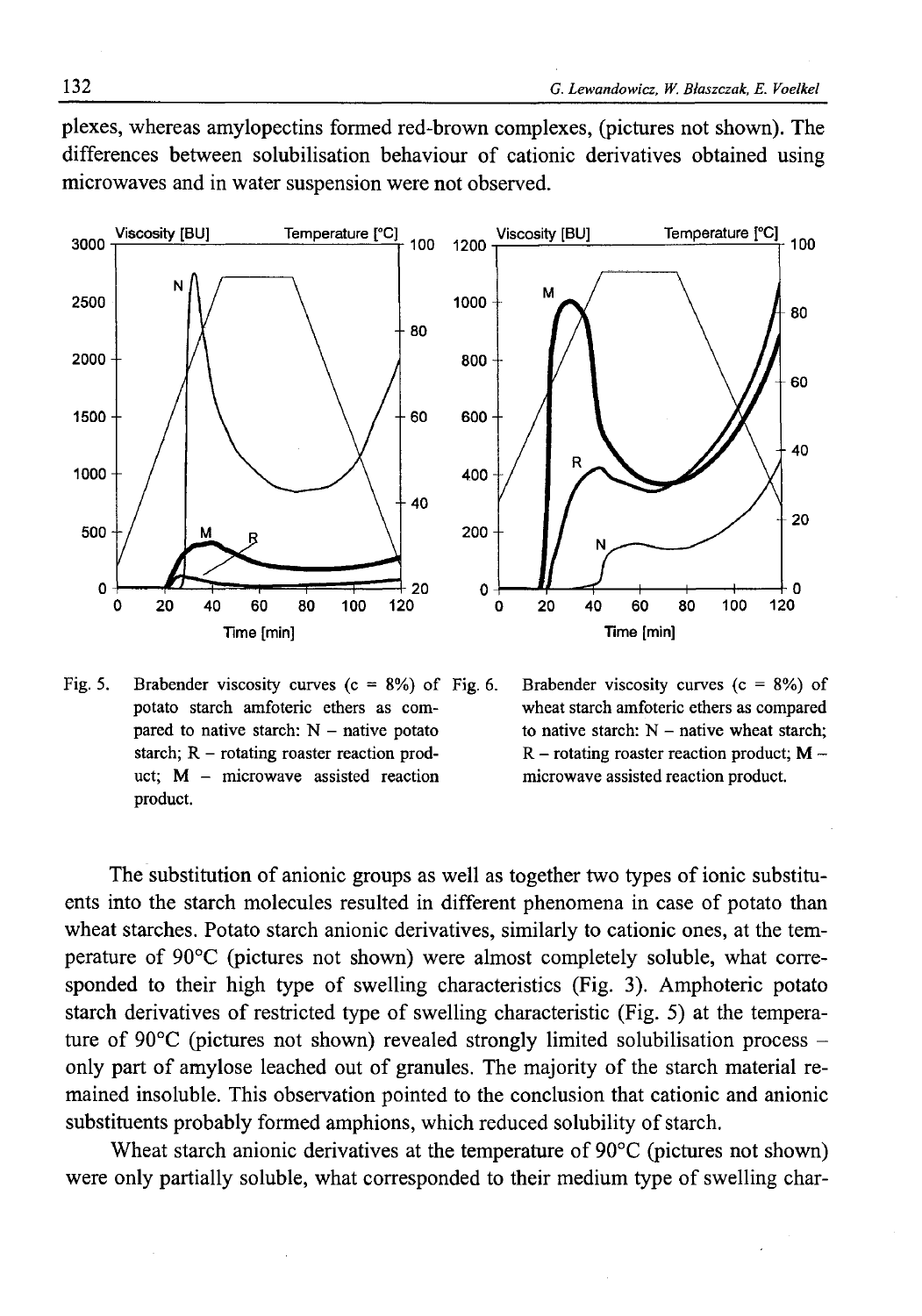plexes, whereas amylopectins formed red-brown complexes, (pictures not shown). The differences between solubilisation behaviour of cationic derivatives obtained using microwaves and in water suspension were not observed.

Fig. 5. Brabender viscosity curves (c = 8%) of potato starch amfoteric ethers as compared to native starch: N – native potato starch; R – rotating roaster reaction product; M – microwave assisted reaction product.

Fig. 6. Brabender viscosity curves (c = 8%) of wheat starch amfoteric ethers as compared to native starch: N – native wheat starch; R – rotating roaster reaction product; M – microwave assisted reaction product.

The substitution of anionic groups as well as together two types of ionic substituents into the starch molecules resulted in different phenomena in case of potato than wheat starches. Potato starch anionic derivatives, similarly to cationic ones, at the temperature of 90°C (pictures not shown) were almost completely soluble, what corresponded to their high type of swelling characteristics (Fig. 3). Amphoteric potato starch derivatives of restricted type of swelling characteristic (Fig. 5) at the temperature of 90°C (pictures not shown) revealed strongly limited solubilisation process – only part of amylose leached out of granules. The majority of the starch material remained insoluble. This observation pointed to the conclusion that cationic and anionic substituents probably formed amphions, which reduced solubility of starch.

Wheat starch anionic derivatives at the temperature of 90°C (pictures not shown) were only partially soluble, what corresponded to their medium type of swelling char-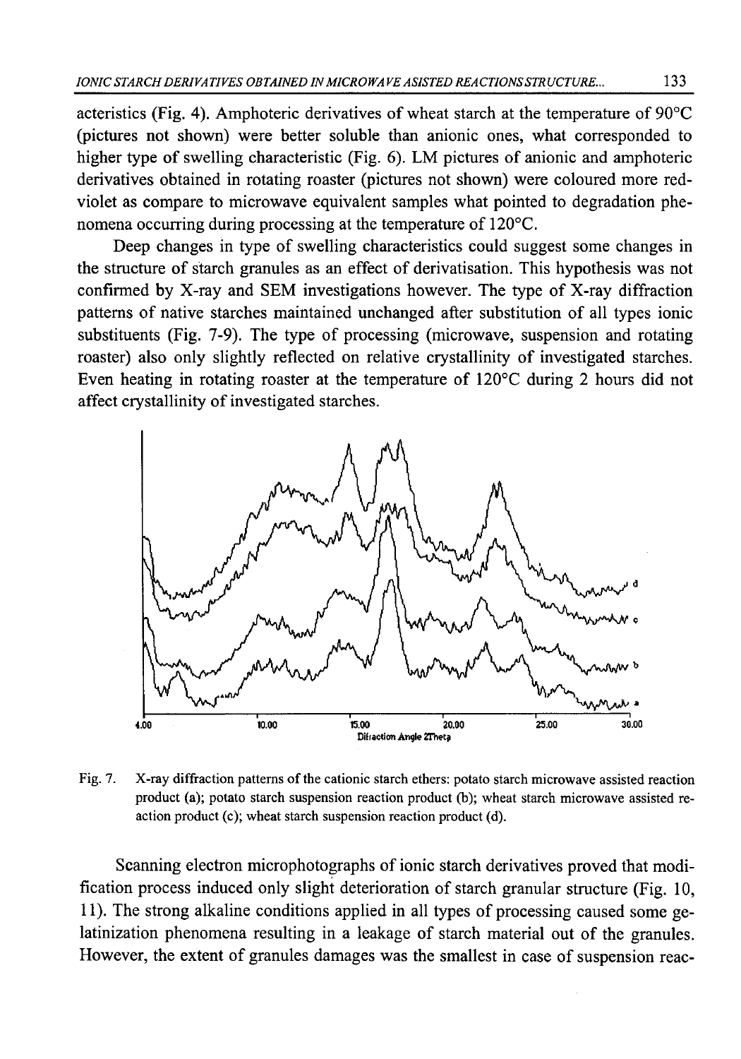acteristics (Fig. 4). Amphoteric derivatives of wheat starch at the temperature of 90°C (pictures not shown) were better soluble than anionic ones, what corresponded to higher type of swelling characteristic (Fig. 6). LM pictures of anionic and amphoteric derivatives obtained in rotating roaster (pictures not shown) were coloured more red-violet as compare to microwave equivalent samples what pointed to degradation phenomena occurring during processing at the temperature of 120°C.

Deep changes in type of swelling characteristics could suggest some changes in the structure of starch granules as an effect of derivatisation. This hypothesis was not confirmed by X-ray and SEM investigations however. The type of X-ray diffraction patterns of native starches maintained unchanged after substitution of all types ionic substituents (Fig. 7-9). The type of processing (microwave, suspension and rotating roaster) also only slightly reflected on relative crystallinity of investigated starches. Even heating in rotating roaster at the temperature of 120°C during 2 hours did not affect crystallinity of investigated starches.

Fig. 7. X-ray diffraction patterns of the cationic starch ethers: potato starch microwave assisted reaction product (a); potato starch suspension reaction product (b); wheat starch microwave assisted reaction product (c); wheat starch suspension reaction product (d).

Scanning electron microphotographs of ionic starch derivatives proved that modification process induced only slight deterioration of starch granular structure (Fig. 10, 11). The strong alkaline conditions applied in all types of processing caused some gelatinization phenomena resulting in a leakage of starch material out of the granules. However, the extent of granules damages was the smallest in case of suspension reac-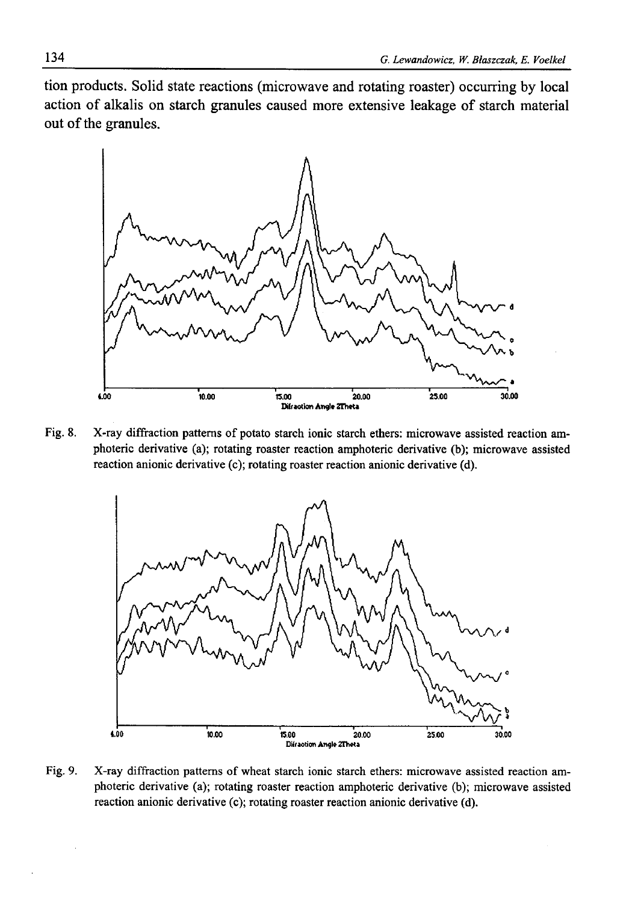tion products. Solid state reactions (microwave and rotating roaster) occurring by local action of alkalis on starch granules caused more extensive leakage of starch material out of the granules.

Fig. 8. X-ray diffraction patterns of potato starch ionic starch ethers: microwave assisted reaction amphoteric derivative (a); rotating roaster reaction amphoteric derivative (b); microwave assisted reaction anionic derivative (c); rotating roaster reaction anionic derivative (d).

Fig. 9. X-ray diffraction patterns of wheat starch ionic starch ethers: microwave assisted reaction amphoteric derivative (a); rotating roaster reaction amphoteric derivative (b); microwave assisted reaction anionic derivative (c); rotating roaster reaction anionic derivative (d).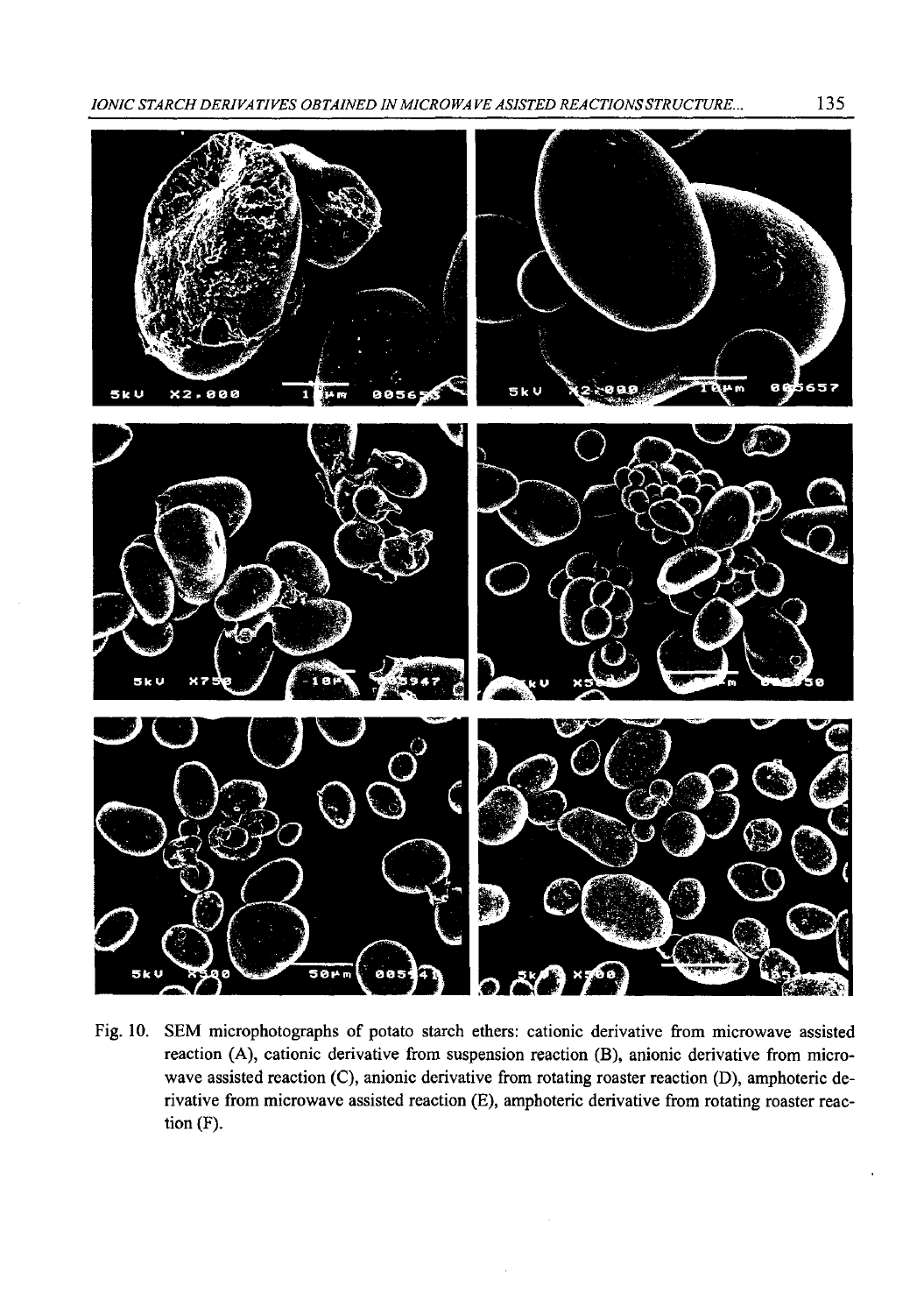Fig. 10. SEM microphotographs of potato starch ethers: cationic derivative from microwave assisted reaction (A), cationic derivative from suspension reaction (B), anionic derivative from microwave assisted reaction (C), anionic derivative from rotating roaster reaction (D), amphoteric derivative from microwave assisted reaction (E), amphoteric derivative from rotating roaster reaction (F).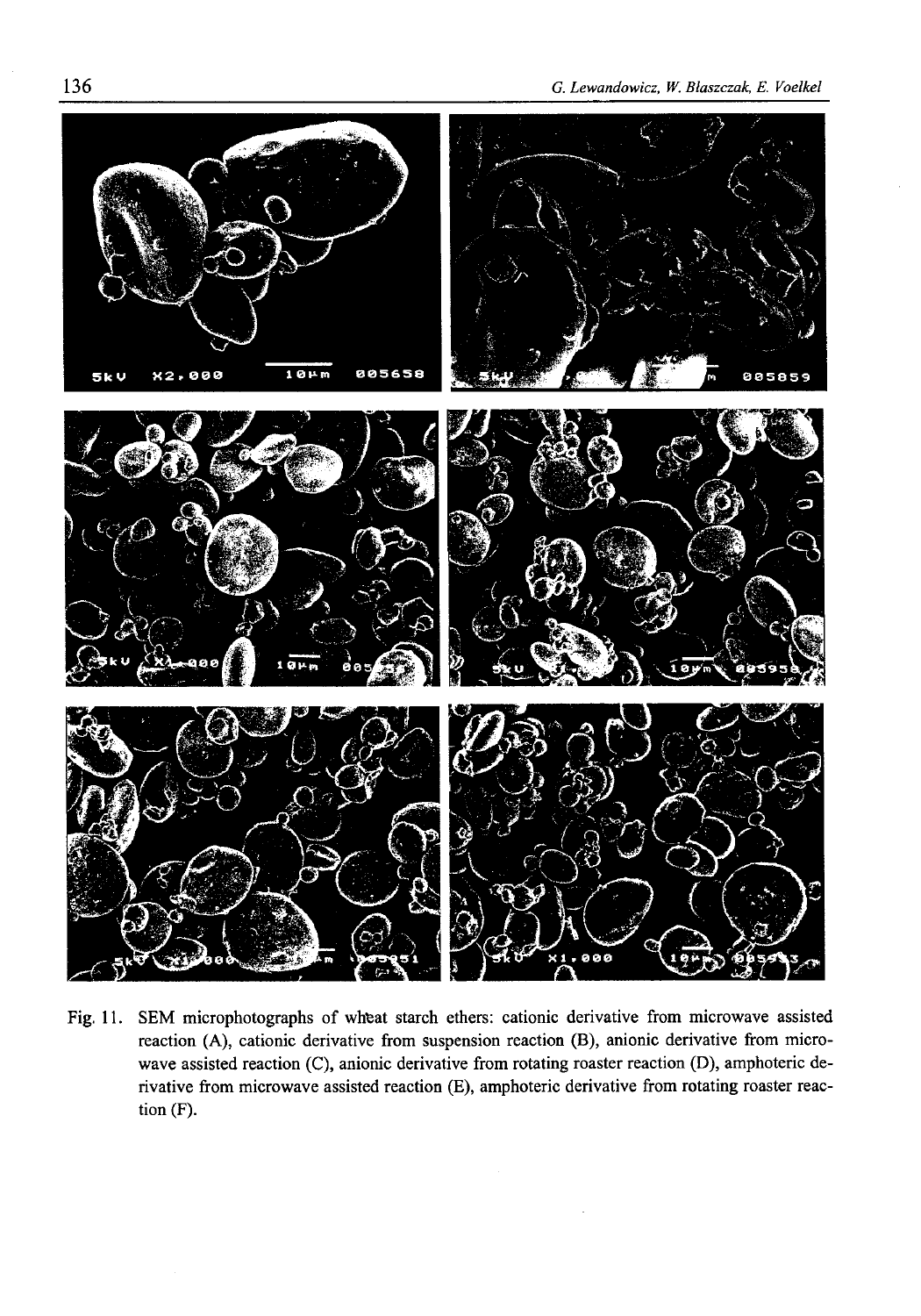Fig. 11. SEM microphotographs of wheat starch ethers: cationic derivative from microwave assisted reaction (A), cationic derivative from suspension reaction (B), anionic derivative from microwave assisted reaction (C), anionic derivative from rotating roaster reaction (D), amphoteric derivative from microwave assisted reaction (E), amphoteric derivative from rotating roaster reaction (F).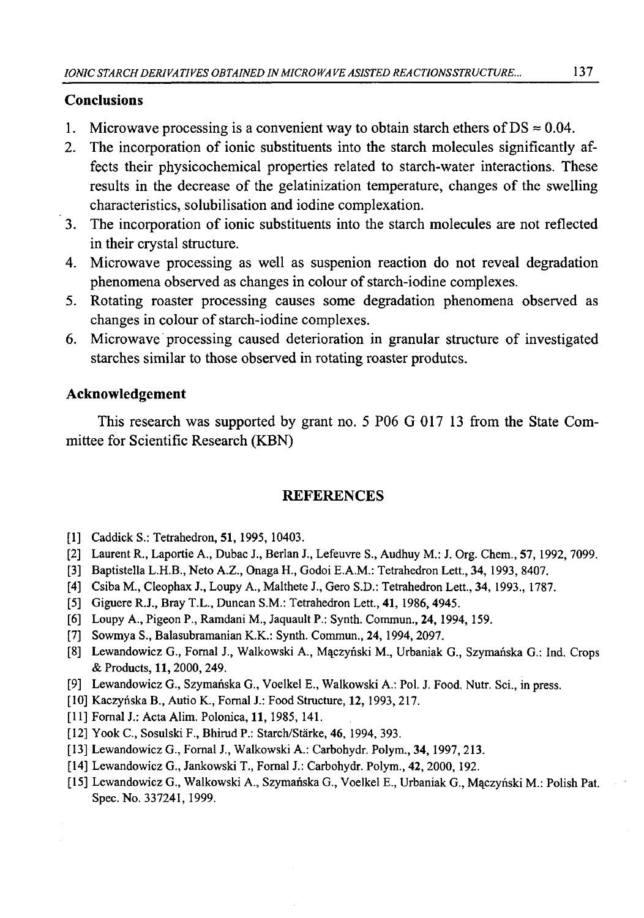## Conclusions

1. Microwave processing is a convenient way to obtain starch ethers of DS ≈ 0.04.
2. The incorporation of ionic substituents into the starch molecules significantly affects their physicochemical properties related to starch-water interactions. These results in the decrease of the gelatinization temperature, changes of the swelling characteristics, solubilisation and iodine complexation.
3. The incorporation of ionic substituents into the starch molecules are not reflected in their crystal structure.
4. Microwave processing as well as suspenion reaction do not reveal degradation phenomena observed as changes in colour of starch-iodine complexes.
5. Rotating roaster processing causes some degradation phenomena observed as changes in colour of starch-iodine complexes.
6. Microwave processing caused deterioration in granular structure of investigated starches similar to those observed in rotating roaster produtcs.

## Acknowledgement

This research was supported by grant no. 5 P06 G 017 13 from the State Committee for Scientific Research (KBN)

## REFERENCES

[1] Caddick S.: Tetrahedron, **51**, 1995, 10403.
[2] Laurent R., Laportie A., Dubac J., Berlan J., Lefeuvre S., Audhuy M.: J. Org. Chem., **57**, 1992, 7099.
[3] Baptistella L.H.B., Neto A.Z., Onaga H., Godoi E.A.M.: Tetrahedron Lett., **34**, 1993, 8407.
[4] Csiba M., Cleophax J., Loupy A., Malthete J., Gero S.D.: Tetrahedron Lett., **34**, 1993., 1787.
[5] Giguere R.J., Bray T.L., Duncan S.M.: Tetrahedron Lett., **41**, 1986, 4945.
[6] Loupy A., Pigeon P., Ramdani M., Jaquault P.: Synth. Commun., **24**, 1994, 159.
[7] Sowmya S., Balasubramanian K.K.: Synth. Commun., **24**, 1994, 2097.
[8] Lewandowicz G., Fornal J., Walkowski A., Mączyński M., Urbaniak G., Szymańska G.: Ind. Crops & Products, **11**, 2000, 249.
[9] Lewandowicz G., Szymańska G., Voelkel E., Walkowski A.: Pol. J. Food. Nutr. Sci., in press.
[10] Kaczyńska B., Autio K., Fornal J.: Food Structure, **12**, 1993, 217.
[11] Fornal J.: Acta Alim. Polonica, **11**, 1985, 141.
[12] Yook C., Sosulski F., Bhirud P.: Starch/Stärke, **46**, 1994, 393.
[13] Lewandowicz G., Fornal J., Walkowski A.: Carbohydr. Polym., **34**, 1997, 213.
[14] Lewandowicz G., Jankowski T., Fornal J.: Carbohydr. Polym., **42**, 2000, 192.
[15] Lewandowicz G., Walkowski A., Szymańska G., Voelkel E., Urbaniak G., Mączyński M.: Polish Pat. Spec. No. 337241, 1999.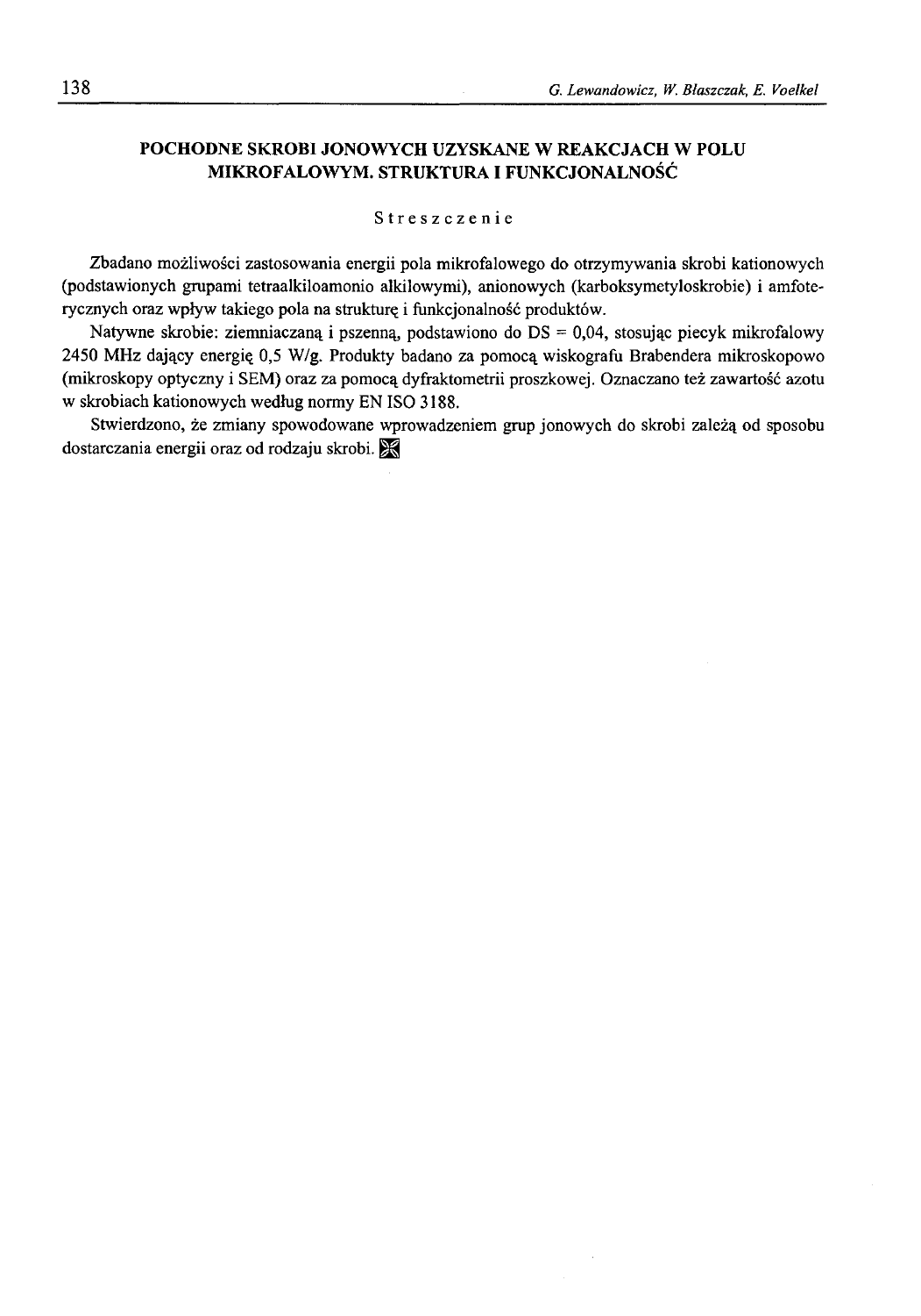## POCHODNE SKROBI JONOWYCH UZYSKANE W REAKCJACH W POLU MIKROFALOWYM. STRUKTURA I FUNKCJONALNOŚĆ

### Streszczenie

Zbadano możliwości zastosowania energii pola mikrofalowego do otrzymywania skrobi kationowych (podstawionych grupami tetraalkiloamonio alkilowymi), anionowych (karboksymetyloskrobie) i amfoterycznych oraz wpływ takiego pola na strukturę i funkcjonalność produktów.

Natywne skrobie: ziemniaczaną i pszenną, podstawiono do DS = 0,04, stosując piecyk mikrofalowy 2450 MHz dający energię 0,5 W/g. Produkty badano za pomocą wiskografu Brabendera mikroskopowo (mikroskopy optyczny i SEM) oraz za pomocą dyfraktometrii proszkowej. Oznaczano też zawartość azotu w skrobiach kationowych według normy EN ISO 3188.

Stwierdzono, że zmiany spowodowane wprowadzeniem grup jonowych do skrobi zależą od sposobu dostarczania energii oraz od rodzaju skrobi.